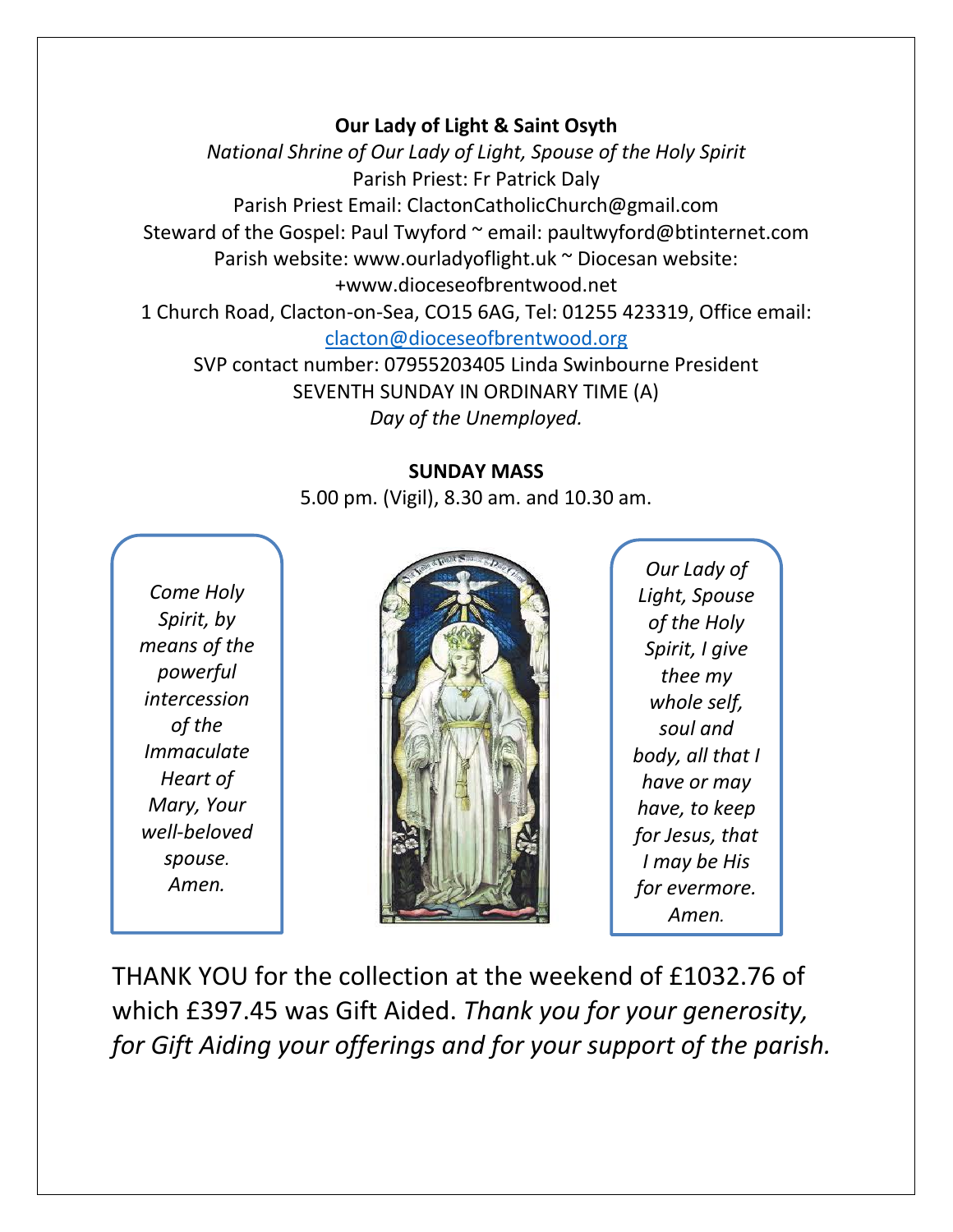**Our Lady of Light & Saint Osyth**

*National Shrine of Our Lady of Light, Spouse of the Holy Spirit*

Parish Priest: Fr Patrick Daly

Parish Priest Email: ClactonCatholicChurch@gmail.com

Steward of the Gospel: Paul Twyford ~ email: paultwyford@btinternet.com

Parish website: www.ourladyoflight.uk ~ Diocesan website: +www.dioceseofbrentwood.net

1 Church Road, Clacton-on-Sea, CO15 6AG, Tel: 01255 423319, Office email: clacton@dioceseofbrentwood.org

SVP contact number: 07955203405 Linda Swinbourne President

SEVENTH SUNDAY IN ORDINARY TIME (A)

*Day of the Unemployed.*

**SUNDAY MASS**

5.00 pm. (Vigil), 8.30 am. and 10.30 am.

*Come Holy Spirit, by means of the powerful intercession of the Immaculate Heart of Mary, Your well-beloved spouse. Amen.*

*Our Lady of Light, Spouse of the Holy Spirit, I give thee my whole self, soul and body, all that I have or may have, to keep for Jesus, that I may be His for evermore. Amen.*

THANK YOU for the collection at the weekend of £1032.76 of which £397.45 was Gift Aided. *Thank you for your generosity, for Gift Aiding your offerings and for your support of the parish.*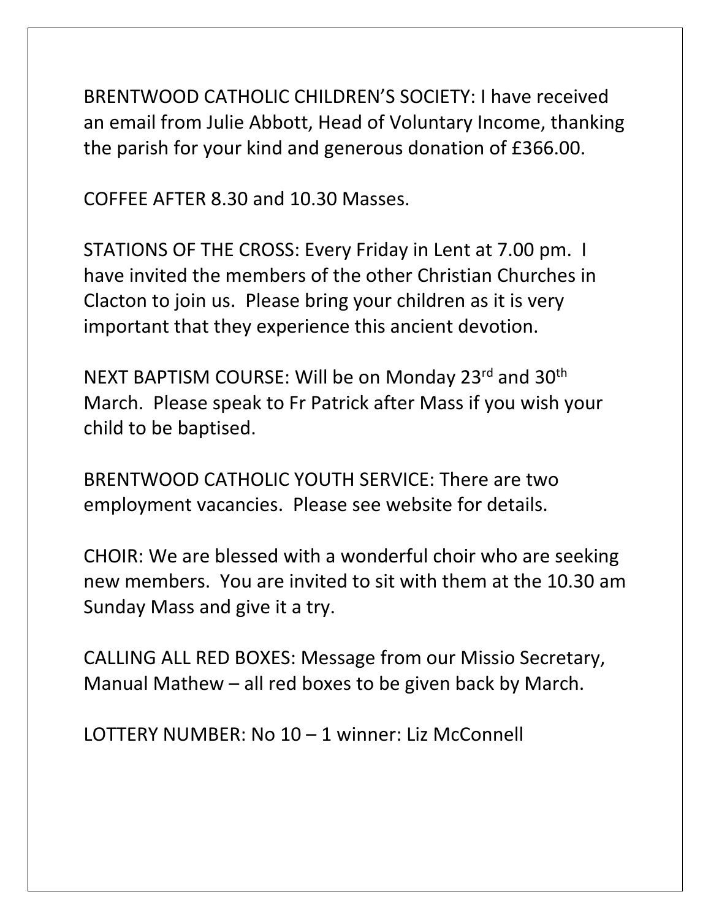BRENTWOOD CATHOLIC CHILDREN'S SOCIETY: I have received an email from Julie Abbott, Head of Voluntary Income, thanking the parish for your kind and generous donation of £366.00.

COFFEE AFTER 8.30 and 10.30 Masses.

STATIONS OF THE CROSS: Every Friday in Lent at 7.00 pm. I have invited the members of the other Christian Churches in Clacton to join us. Please bring your children as it is very important that they experience this ancient devotion.

NEXT BAPTISM COURSE: Will be on Monday 23rd and 30th March. Please speak to Fr Patrick after Mass if you wish your child to be baptised.

BRENTWOOD CATHOLIC YOUTH SERVICE: There are two employment vacancies. Please see website for details.

CHOIR: We are blessed with a wonderful choir who are seeking new members. You are invited to sit with them at the 10.30 am Sunday Mass and give it a try.

CALLING ALL RED BOXES: Message from our Missio Secretary, Manual Mathew – all red boxes to be given back by March.

LOTTERY NUMBER: No 10 – 1 winner: Liz McConnell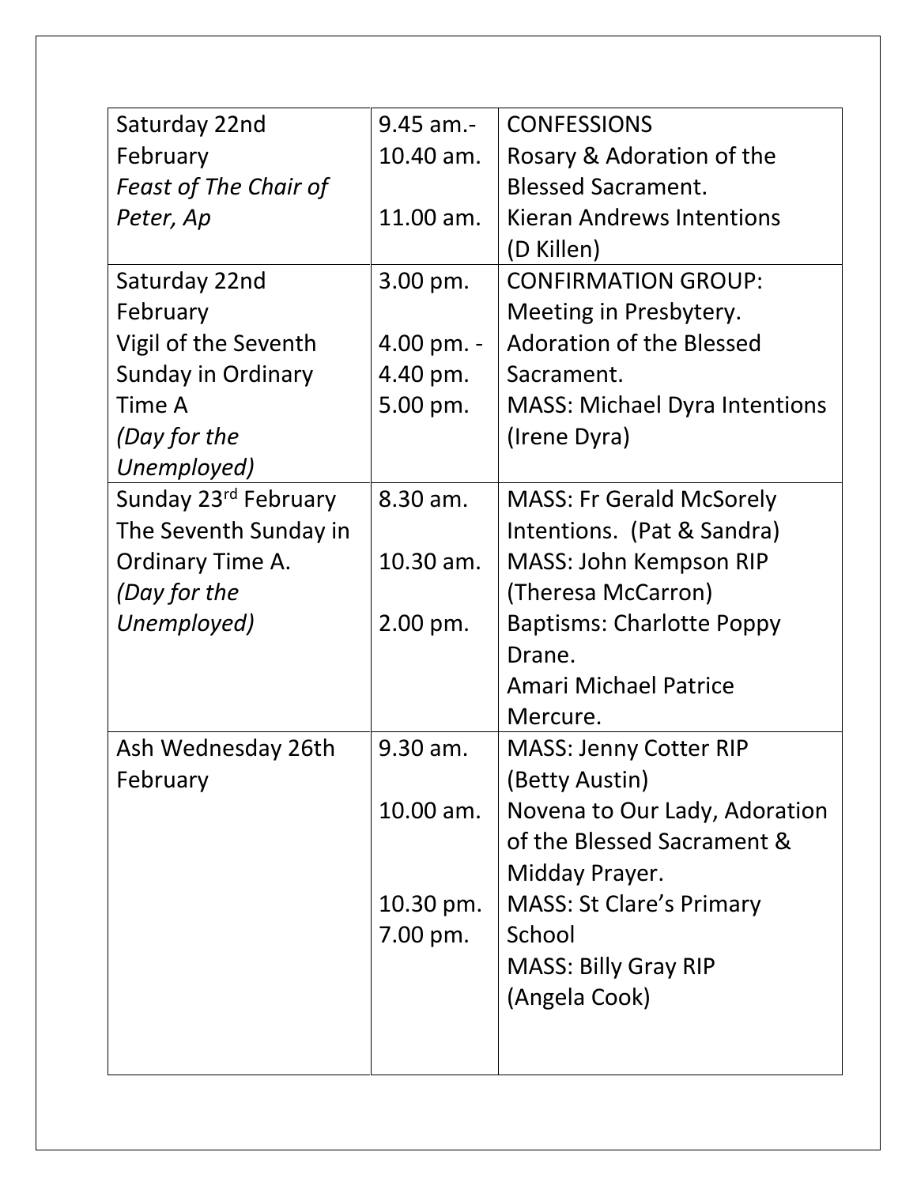| | | |
|---|---|---|
| Saturday 22nd February *Feast of The Chair of Peter, Ap* | 9.45 am.- 10.40 am.<br><br>11.00 am. | CONFESSIONS<br>Rosary & Adoration of the Blessed Sacrament.<br>Kieran Andrews Intentions (D Killen) |
| Saturday 22nd February Vigil of the Seventh Sunday in Ordinary Time A *(Day for the Unemployed)* | 3.00 pm.<br><br>4.00 pm. - 4.40 pm.<br>5.00 pm. | CONFIRMATION GROUP: Meeting in Presbytery.<br>Adoration of the Blessed Sacrament.<br>MASS: Michael Dyra Intentions (Irene Dyra) |
| Sunday 23rd February The Seventh Sunday in Ordinary Time A. *(Day for the Unemployed)* | 8.30 am.<br><br>10.30 am.<br><br>2.00 pm. | MASS: Fr Gerald McSorely Intentions. (Pat & Sandra)<br>MASS: John Kempson RIP (Theresa McCarron)<br>Baptisms: Charlotte Poppy Drane.<br>Amari Michael Patrice Mercure. |
| Ash Wednesday 26th February | 9.30 am.<br><br>10.00 am.<br><br><br>10.30 pm.<br>7.00 pm. | MASS: Jenny Cotter RIP (Betty Austin)<br>Novena to Our Lady, Adoration of the Blessed Sacrament & Midday Prayer.<br>MASS: St Clare's Primary School<br>MASS: Billy Gray RIP (Angela Cook) |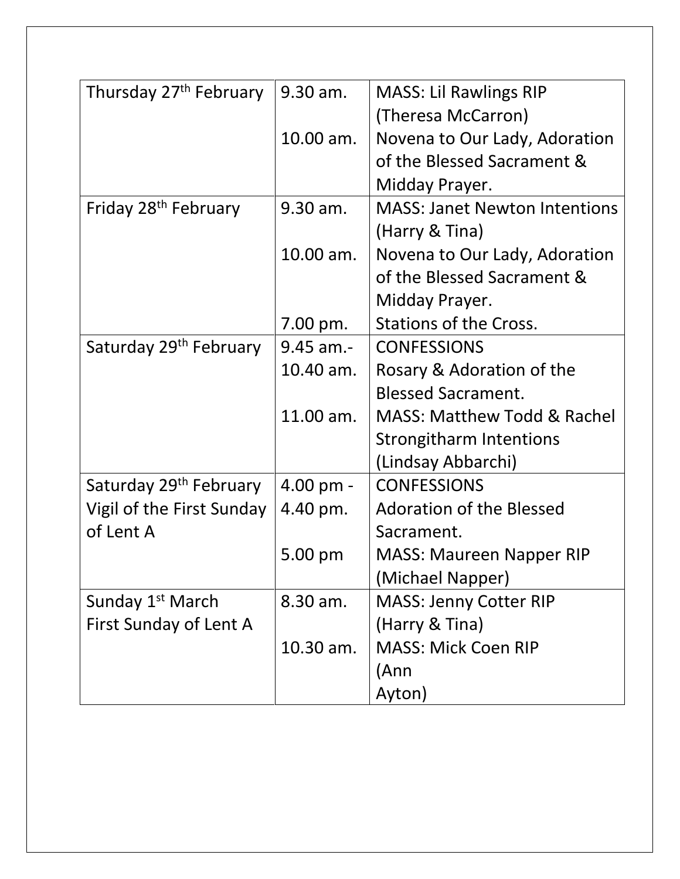| | | |
|---|---|---|
| Thursday 27th February | 9.30 am.<br><br>10.00 am. | MASS: Lil Rawlings RIP (Theresa McCarron)<br>Novena to Our Lady, Adoration of the Blessed Sacrament & Midday Prayer. |
| Friday 28th February | 9.30 am.<br><br>10.00 am.<br><br><br>7.00 pm. | MASS: Janet Newton Intentions (Harry & Tina)<br>Novena to Our Lady, Adoration of the Blessed Sacrament & Midday Prayer.<br>Stations of the Cross. |
| Saturday 29th February | 9.45 am.-<br>10.40 am.<br><br>11.00 am. | CONFESSIONS<br>Rosary & Adoration of the Blessed Sacrament.<br>MASS: Matthew Todd & Rachel Strongitharm Intentions (Lindsay Abbarchi) |
| Saturday 29th February<br>Vigil of the First Sunday of Lent A | 4.00 pm -<br>4.40 pm.<br><br>5.00 pm | CONFESSIONS<br>Adoration of the Blessed Sacrament.<br>MASS: Maureen Napper RIP (Michael Napper) |
| Sunday 1st March<br>First Sunday of Lent A | 8.30 am.<br><br>10.30 am. | MASS: Jenny Cotter RIP (Harry & Tina)<br>MASS: Mick Coen RIP (Ann Ayton) |